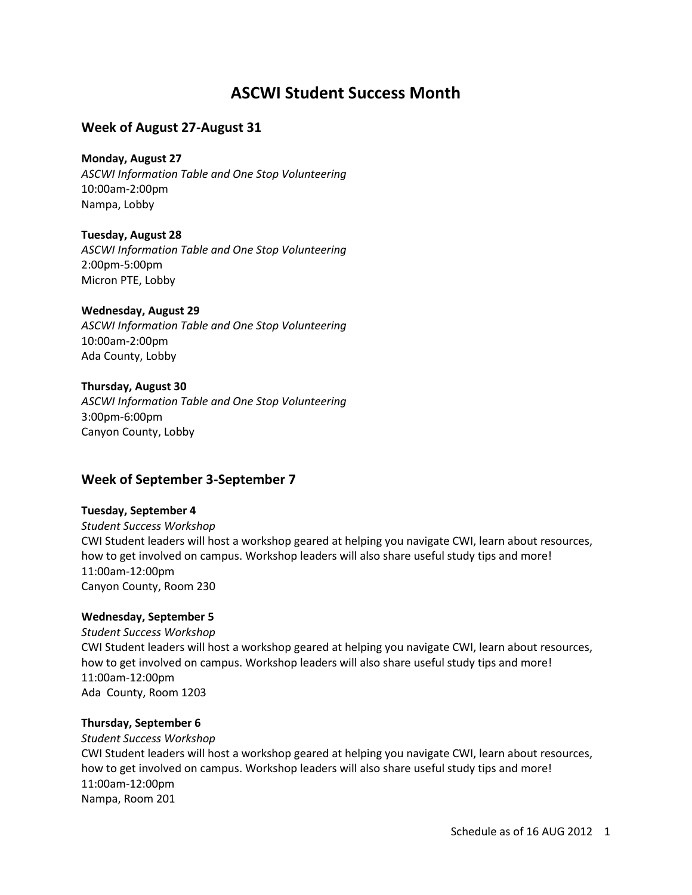# ASCWI Student Success Month

## Week of August 27-August 31

**Monday, August 27**
*ASCWI Information Table and One Stop Volunteering*
10:00am-2:00pm
Nampa, Lobby

**Tuesday, August 28**
*ASCWI Information Table and One Stop Volunteering*
2:00pm-5:00pm
Micron PTE, Lobby

**Wednesday, August 29**
*ASCWI Information Table and One Stop Volunteering*
10:00am-2:00pm
Ada County, Lobby

**Thursday, August 30**
*ASCWI Information Table and One Stop Volunteering*
3:00pm-6:00pm
Canyon County, Lobby

## Week of September 3-September 7

**Tuesday, September 4**
*Student Success Workshop*
CWI Student leaders will host a workshop geared at helping you navigate CWI, learn about resources, how to get involved on campus. Workshop leaders will also share useful study tips and more!
11:00am-12:00pm
Canyon County, Room 230

**Wednesday, September 5**
*Student Success Workshop*
CWI Student leaders will host a workshop geared at helping you navigate CWI, learn about resources, how to get involved on campus. Workshop leaders will also share useful study tips and more!
11:00am-12:00pm
Ada County, Room 1203

**Thursday, September 6**
*Student Success Workshop*
CWI Student leaders will host a workshop geared at helping you navigate CWI, learn about resources, how to get involved on campus. Workshop leaders will also share useful study tips and more!
11:00am-12:00pm
Nampa, Room 201

Schedule as of 16 AUG 2012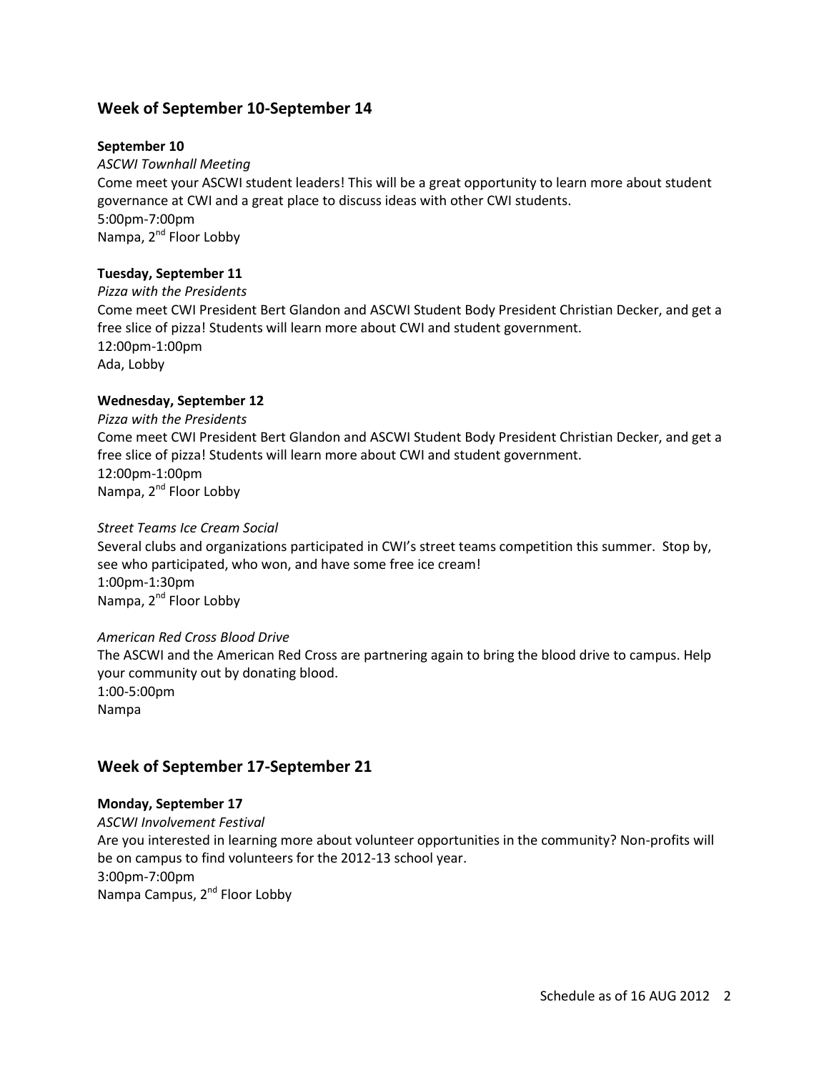## Week of September 10-September 14

**September 10**

*ASCWI Townhall Meeting*

Come meet your ASCWI student leaders! This will be a great opportunity to learn more about student governance at CWI and a great place to discuss ideas with other CWI students.
5:00pm-7:00pm
Nampa, 2nd Floor Lobby

**Tuesday, September 11**

*Pizza with the Presidents*

Come meet CWI President Bert Glandon and ASCWI Student Body President Christian Decker, and get a free slice of pizza! Students will learn more about CWI and student government.
12:00pm-1:00pm
Ada, Lobby

**Wednesday, September 12**

*Pizza with the Presidents*

Come meet CWI President Bert Glandon and ASCWI Student Body President Christian Decker, and get a free slice of pizza! Students will learn more about CWI and student government.
12:00pm-1:00pm
Nampa, 2nd Floor Lobby

*Street Teams Ice Cream Social*

Several clubs and organizations participated in CWI's street teams competition this summer. Stop by, see who participated, who won, and have some free ice cream!
1:00pm-1:30pm
Nampa, 2nd Floor Lobby

*American Red Cross Blood Drive*

The ASCWI and the American Red Cross are partnering again to bring the blood drive to campus. Help your community out by donating blood.
1:00-5:00pm
Nampa

## Week of September 17-September 21

**Monday, September 17**

*ASCWI Involvement Festival*

Are you interested in learning more about volunteer opportunities in the community? Non-profits will be on campus to find volunteers for the 2012-13 school year.
3:00pm-7:00pm
Nampa Campus, 2nd Floor Lobby

Schedule as of 16 AUG 2012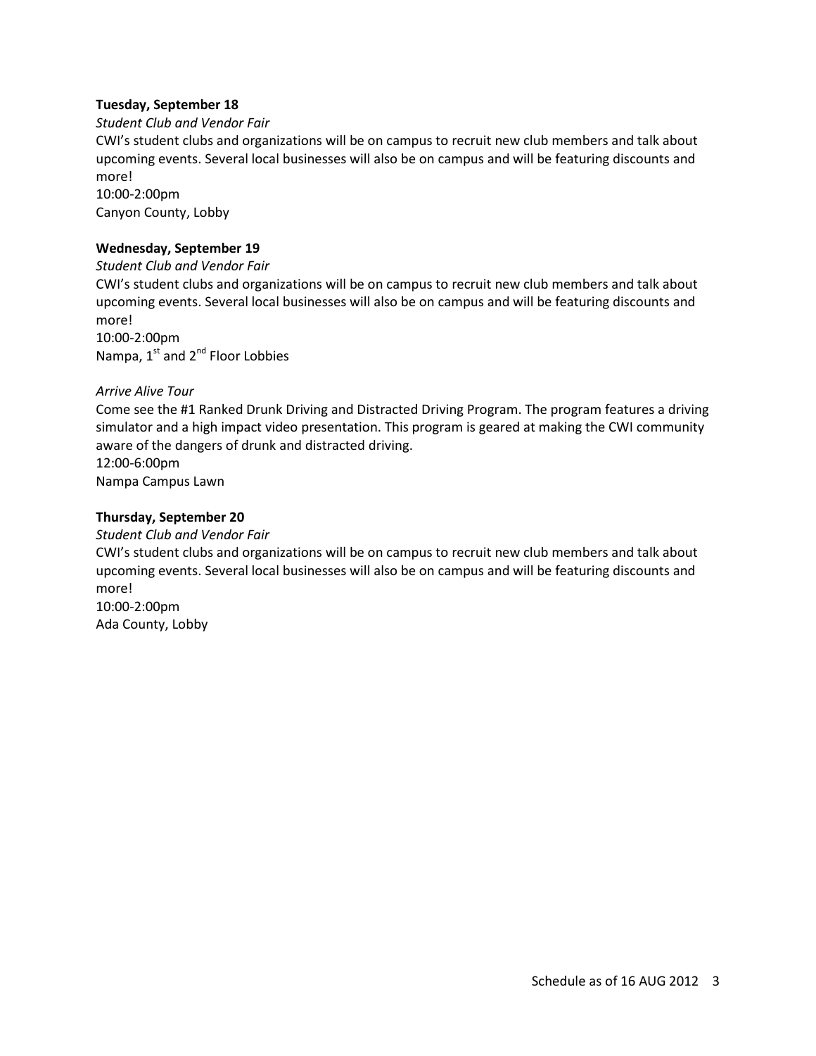**Tuesday, September 18**

*Student Club and Vendor Fair*

CWI's student clubs and organizations will be on campus to recruit new club members and talk about upcoming events. Several local businesses will also be on campus and will be featuring discounts and more!

10:00-2:00pm

Canyon County, Lobby

**Wednesday, September 19**

*Student Club and Vendor Fair*

CWI's student clubs and organizations will be on campus to recruit new club members and talk about upcoming events. Several local businesses will also be on campus and will be featuring discounts and more!

10:00-2:00pm

Nampa, 1st and 2nd Floor Lobbies

*Arrive Alive Tour*

Come see the #1 Ranked Drunk Driving and Distracted Driving Program. The program features a driving simulator and a high impact video presentation. This program is geared at making the CWI community aware of the dangers of drunk and distracted driving.

12:00-6:00pm

Nampa Campus Lawn

**Thursday, September 20**

*Student Club and Vendor Fair*

CWI's student clubs and organizations will be on campus to recruit new club members and talk about upcoming events. Several local businesses will also be on campus and will be featuring discounts and more!

10:00-2:00pm

Ada County, Lobby